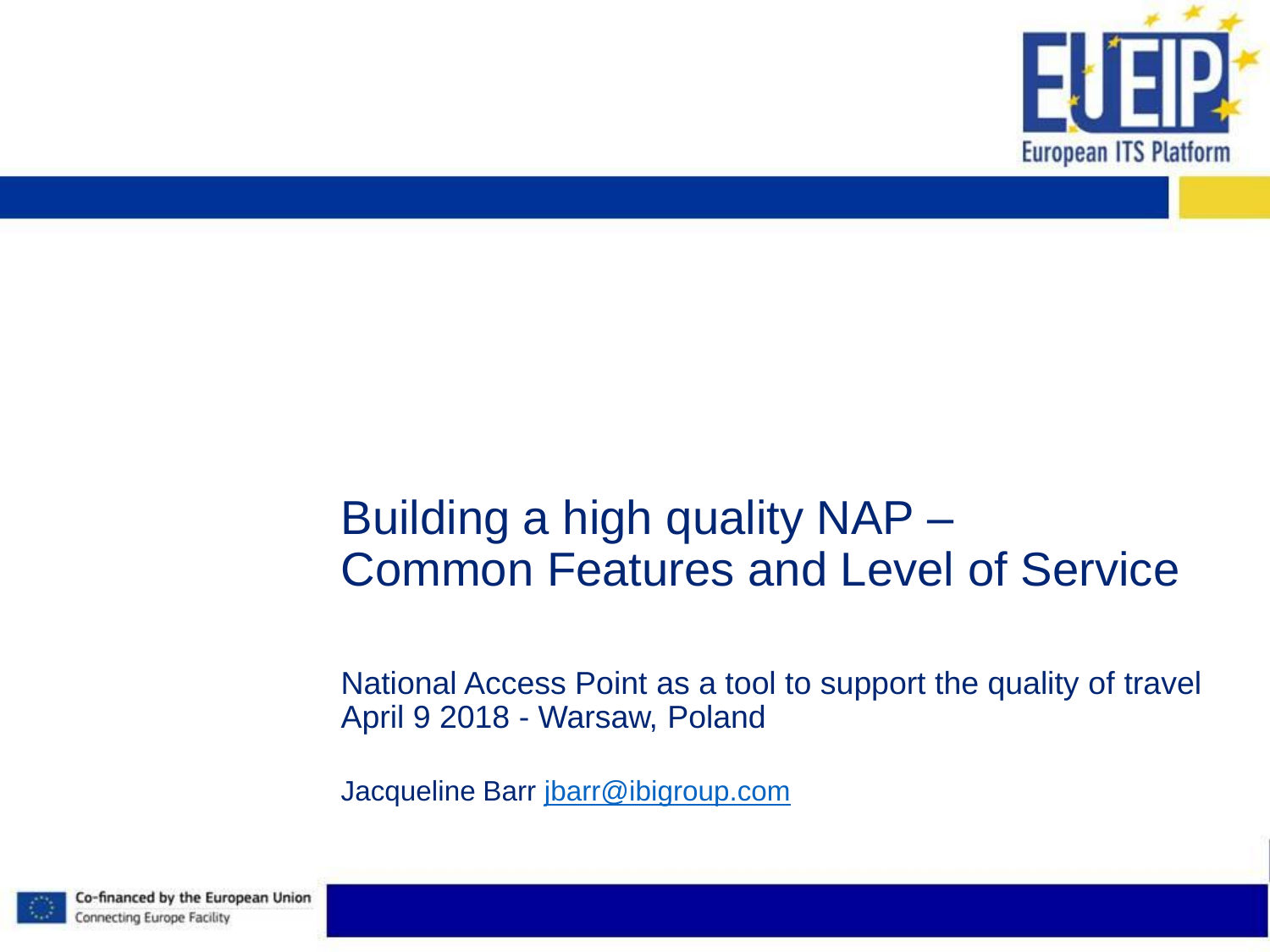# Building a high quality NAP – Common Features and Level of Service

National Access Point as a tool to support the quality of travel
April 9 2018 - Warsaw, Poland

Jacqueline Barr jbarr@ibigroup.com

Co-financed by the European Union
Connecting Europe Facility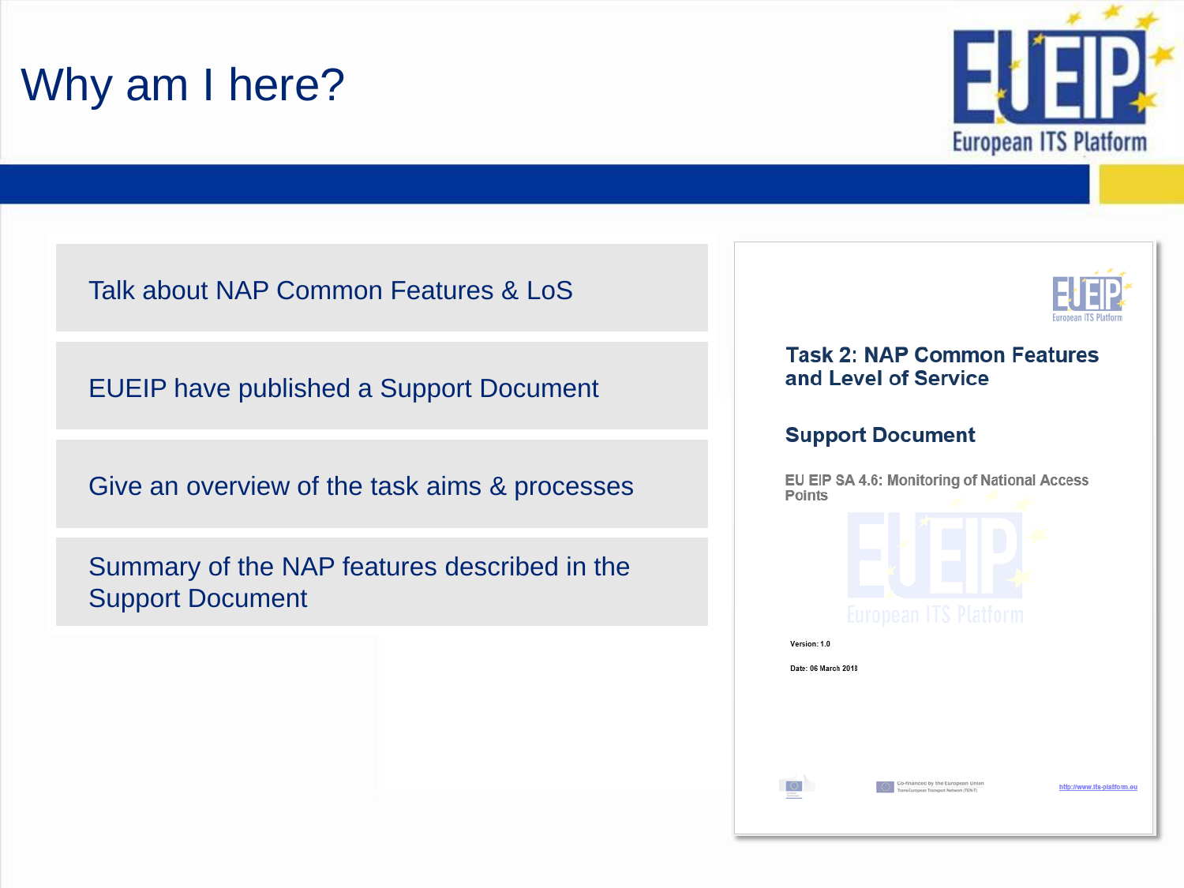# Why am I here?

- Talk about NAP Common Features & LoS
- EUEIP have published a Support Document
- Give an overview of the task aims & processes
- Summary of the NAP features described in the Support Document

**Task 2: NAP Common Features and Level of Service**

**Support Document**

EU EIP SA 4.6: Monitoring of National Access Points

Version: 1.0

Date: 06 March 2018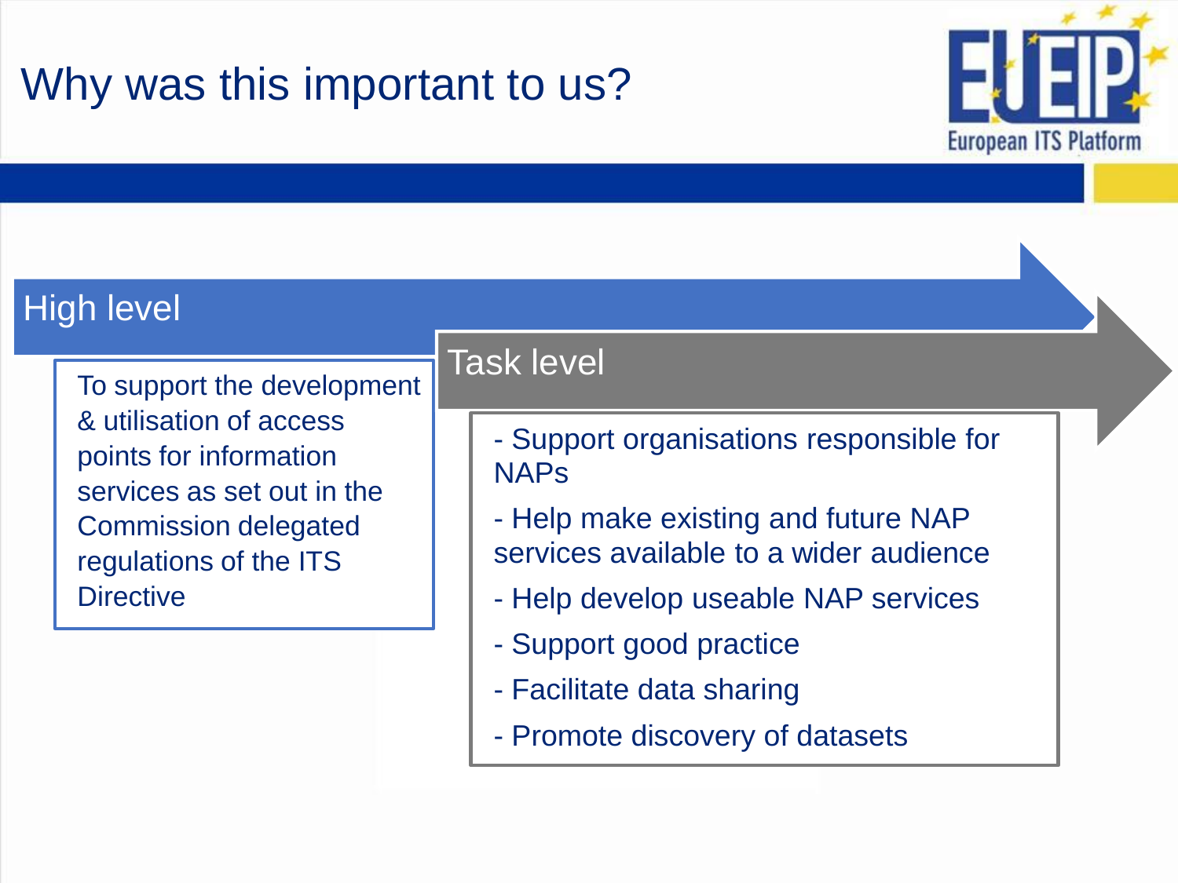# Why was this important to us?

## High level

To support the development & utilisation of access points for information services as set out in the Commission delegated regulations of the ITS Directive

## Task level

- Support organisations responsible for NAPs
- Help make existing and future NAP services available to a wider audience
- Help develop useable NAP services
- Support good practice
- Facilitate data sharing
- Promote discovery of datasets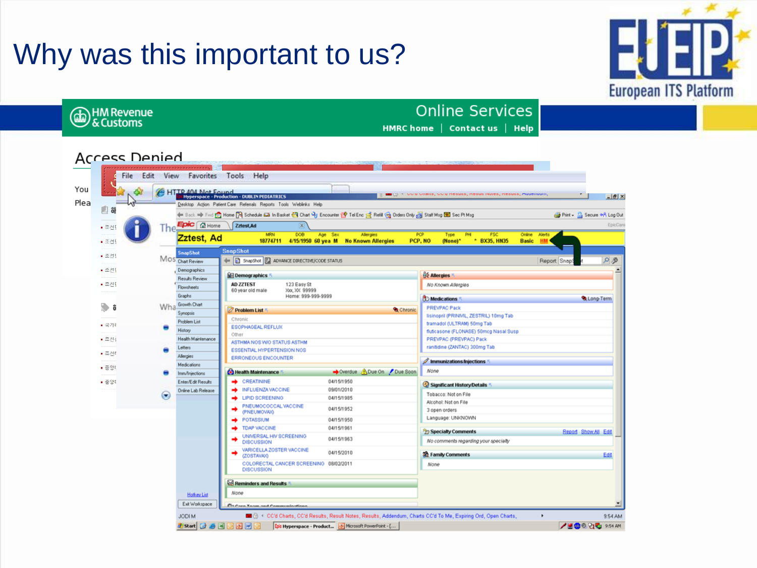# Why was this important to us?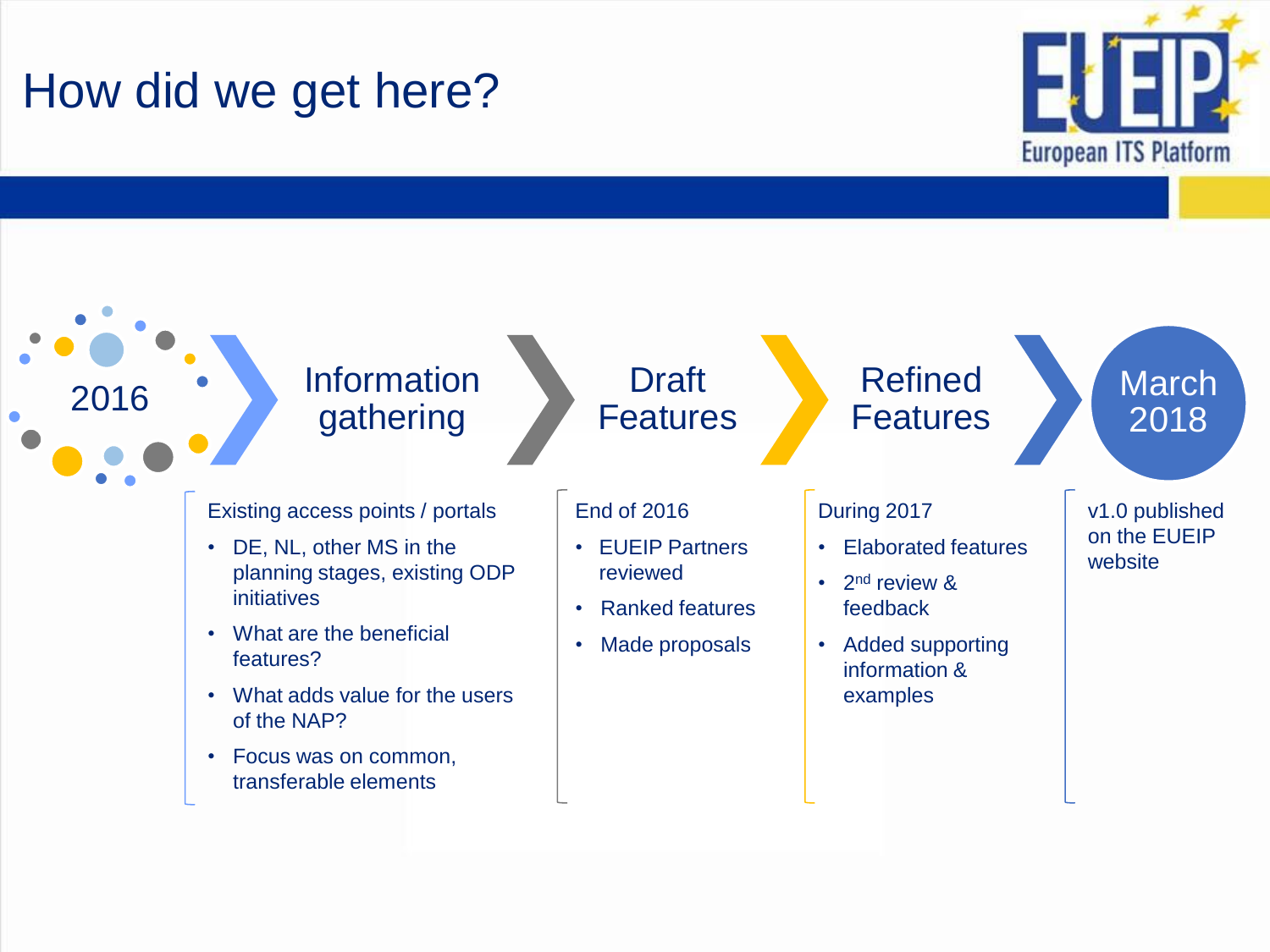# How did we get here?

**2016** → **Information gathering** → **Draft Features** → **Refined Features** → **March 2018**

## Information gathering

Existing access points / portals

- DE, NL, other MS in the planning stages, existing ODP initiatives
- What are the beneficial features?
- What adds value for the users of the NAP?
- Focus was on common, transferable elements

## Draft Features

End of 2016

- EUEIP Partners reviewed
- Ranked features
- Made proposals

## Refined Features

During 2017

- Elaborated features
- 2nd review & feedback
- Added supporting information & examples

## March 2018

v1.0 published on the EUEIP website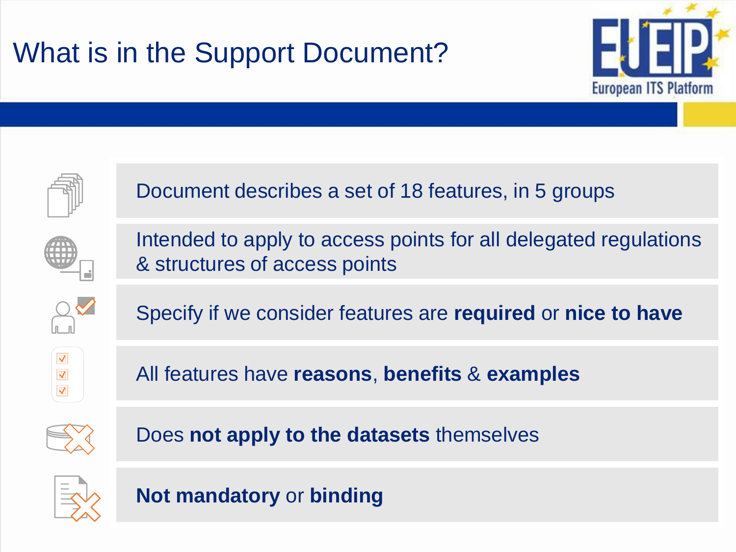# What is in the Support Document?

- Document describes a set of 18 features, in 5 groups
- Intended to apply to access points for all delegated regulations & structures of access points
- Specify if we consider features are **required** or **nice to have**
- All features have **reasons**, **benefits** & **examples**
- Does **not apply to the datasets** themselves
- **Not mandatory** or **binding**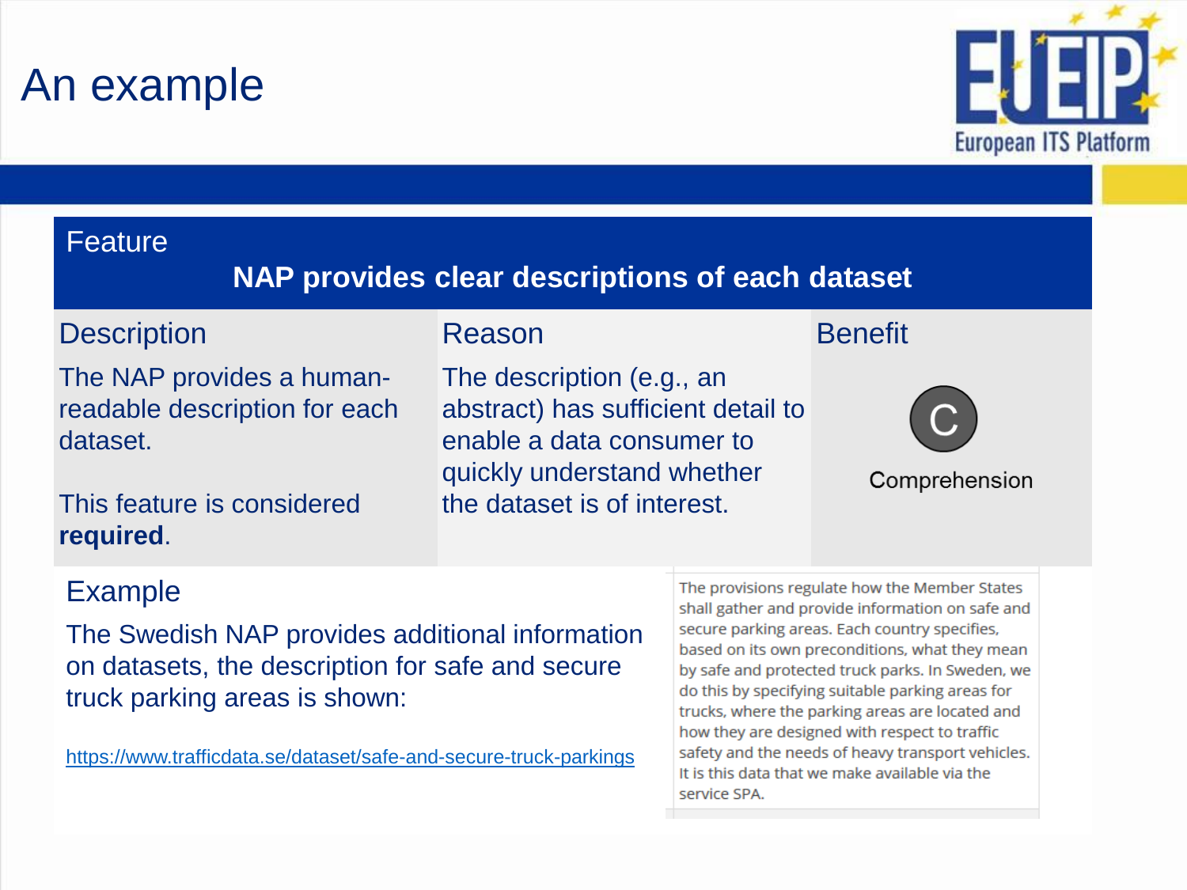# An example

## Feature

**NAP provides clear descriptions of each dataset**

| Description | Reason | Benefit |
| --- | --- | --- |
| The NAP provides a human-readable description for each dataset.<br><br>This feature is considered **required**. | The description (e.g., an abstract) has sufficient detail to enable a data consumer to quickly understand whether the dataset is of interest. | C<br>Comprehension |

## Example

The Swedish NAP provides additional information on datasets, the description for safe and secure truck parking areas is shown:

https://www.trafficdata.se/dataset/safe-and-secure-truck-parkings

> The provisions regulate how the Member States shall gather and provide information on safe and secure parking areas. Each country specifies, based on its own preconditions, what they mean by safe and protected truck parks. In Sweden, we do this by specifying suitable parking areas for trucks, where the parking areas are located and how they are designed with respect to traffic safety and the needs of heavy transport vehicles. It is this data that we make available via the service SPA.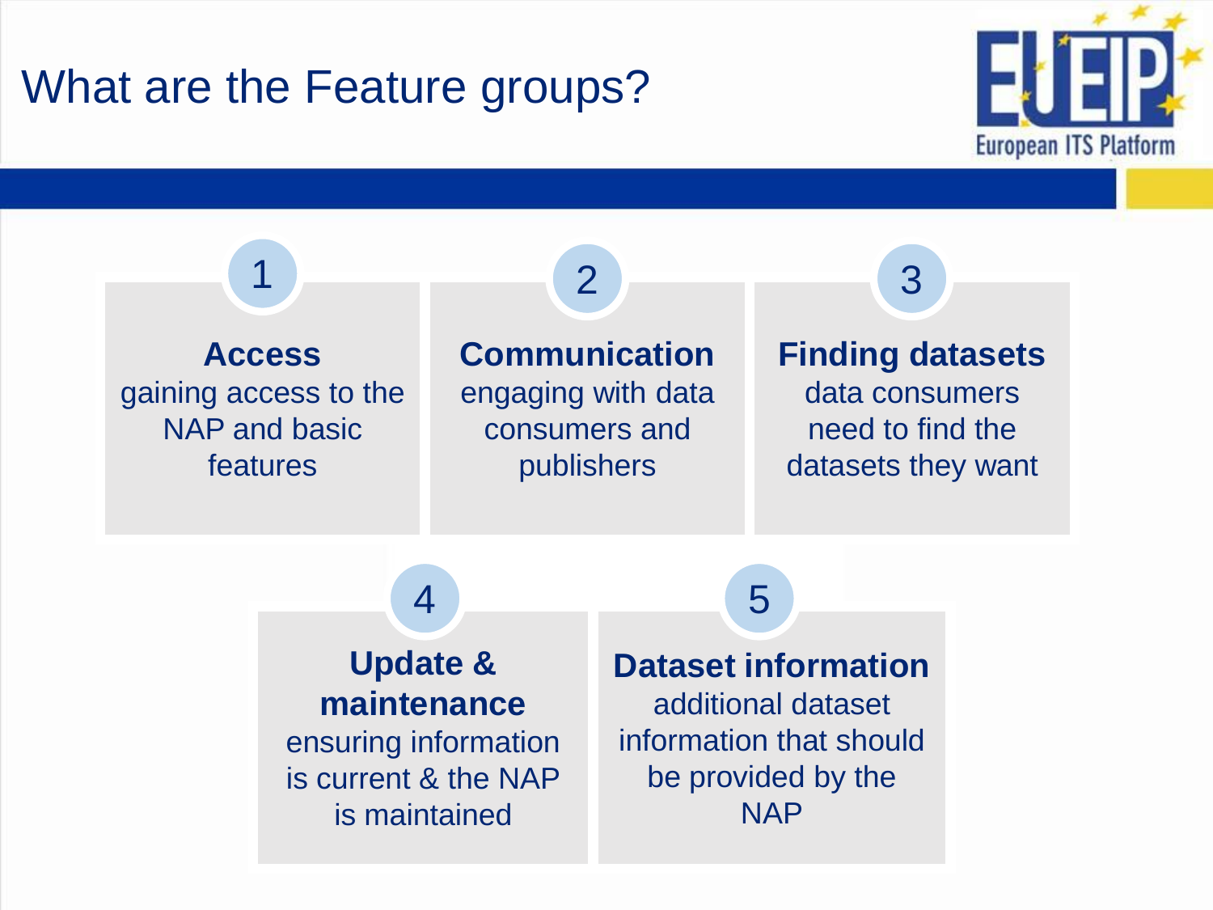# What are the Feature groups?

1. **Access**
   gaining access to the NAP and basic features

2. **Communication**
   engaging with data consumers and publishers

3. **Finding datasets**
   data consumers need to find the datasets they want

4. **Update & maintenance**
   ensuring information is current & the NAP is maintained

5. **Dataset information**
   additional dataset information that should be provided by the NAP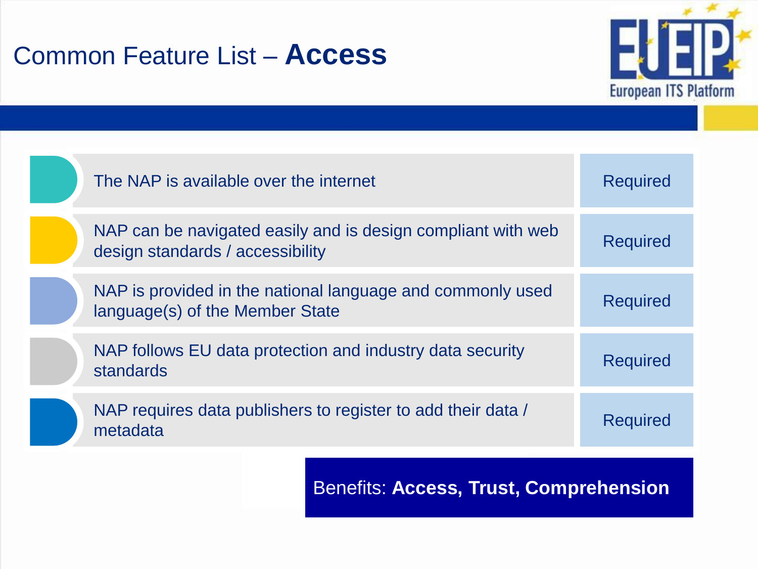# Common Feature List – **Access**

| Feature | Status |
| --- | --- |
| The NAP is available over the internet | Required |
| NAP can be navigated easily and is design compliant with web design standards / accessibility | Required |
| NAP is provided in the national language and commonly used language(s) of the Member State | Required |
| NAP follows EU data protection and industry data security standards | Required |
| NAP requires data publishers to register to add their data / metadata | Required |

Benefits: **Access, Trust, Comprehension**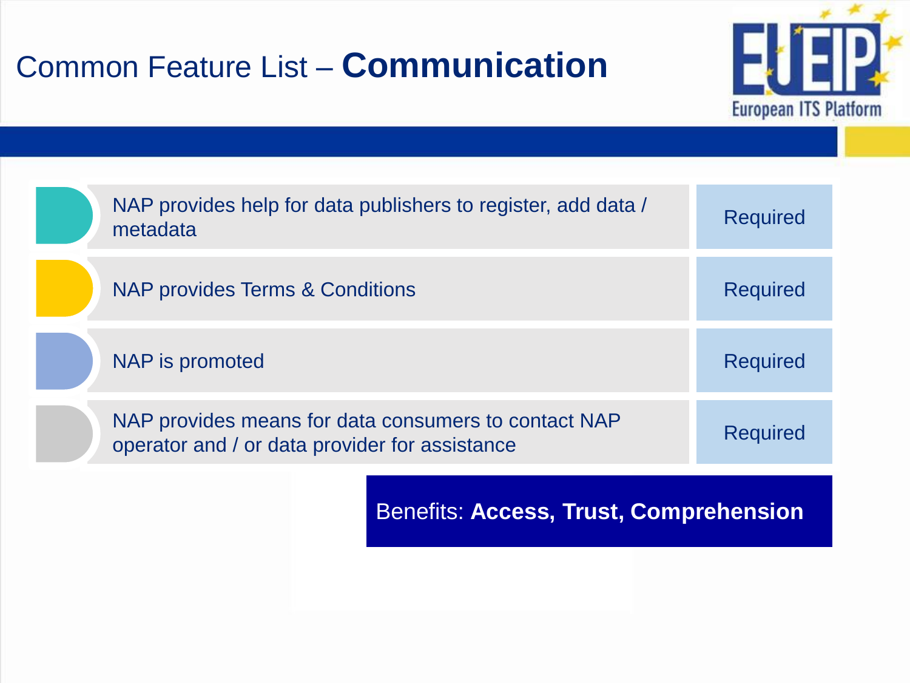# Common Feature List – **Communication**

| Feature | Status |
| --- | --- |
| NAP provides help for data publishers to register, add data / metadata | Required |
| NAP provides Terms & Conditions | Required |
| NAP is promoted | Required |
| NAP provides means for data consumers to contact NAP operator and / or data provider for assistance | Required |

Benefits: **Access, Trust, Comprehension**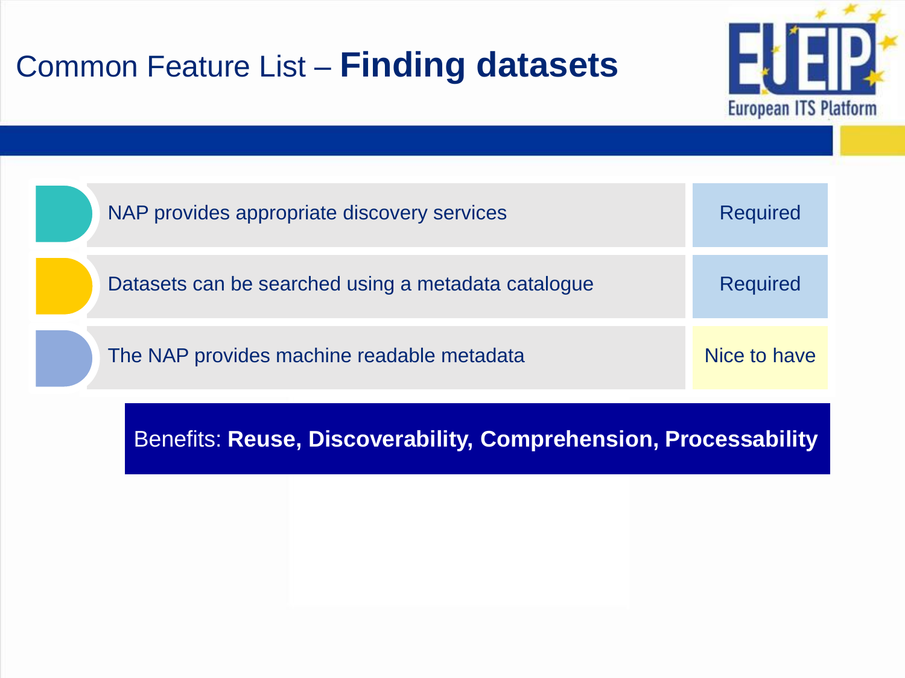# Common Feature List – **Finding datasets**

| Feature | Status |
| --- | --- |
| NAP provides appropriate discovery services | Required |
| Datasets can be searched using a metadata catalogue | Required |
| The NAP provides machine readable metadata | Nice to have |

Benefits: **Reuse, Discoverability, Comprehension, Processability**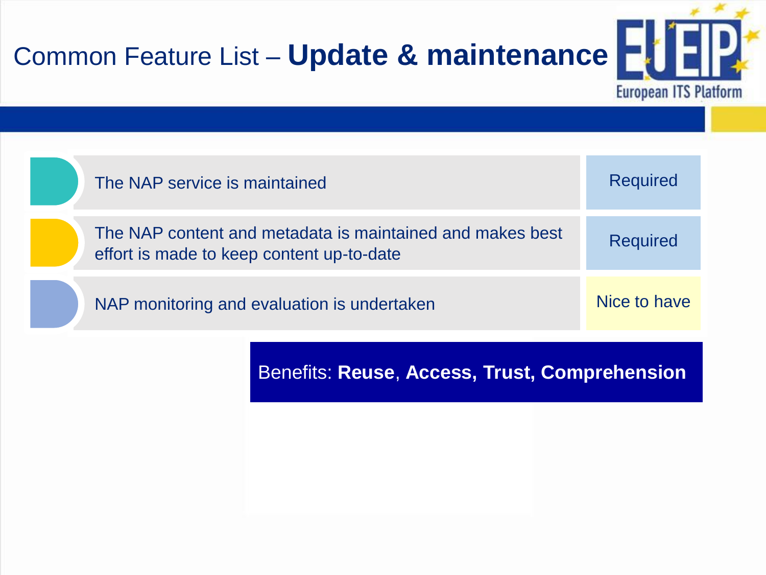# Common Feature List – **Update & maintenance**

| Feature | Status |
| --- | --- |
| The NAP service is maintained | Required |
| The NAP content and metadata is maintained and makes best effort is made to keep content up-to-date | Required |
| NAP monitoring and evaluation is undertaken | Nice to have |

Benefits: **Reuse**, **Access, Trust, Comprehension**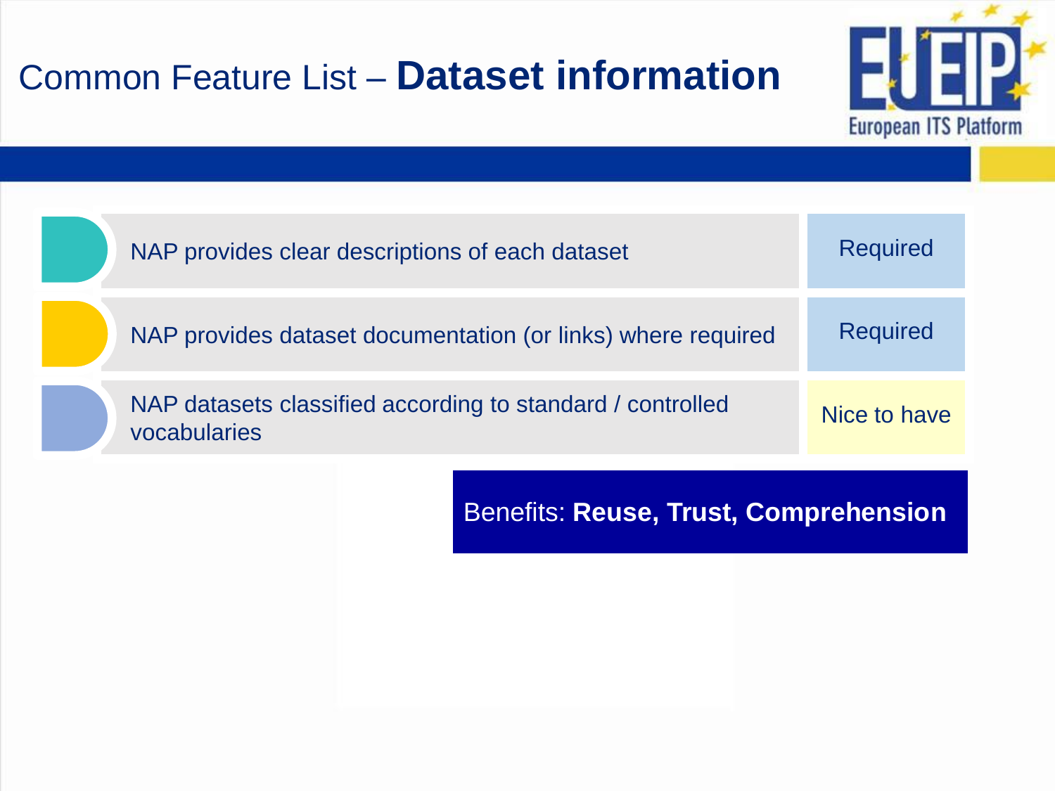# Common Feature List – **Dataset information**

| Feature | Priority |
| --- | --- |
| NAP provides clear descriptions of each dataset | Required |
| NAP provides dataset documentation (or links) where required | Required |
| NAP datasets classified according to standard / controlled vocabularies | Nice to have |

Benefits: **Reuse, Trust, Comprehension**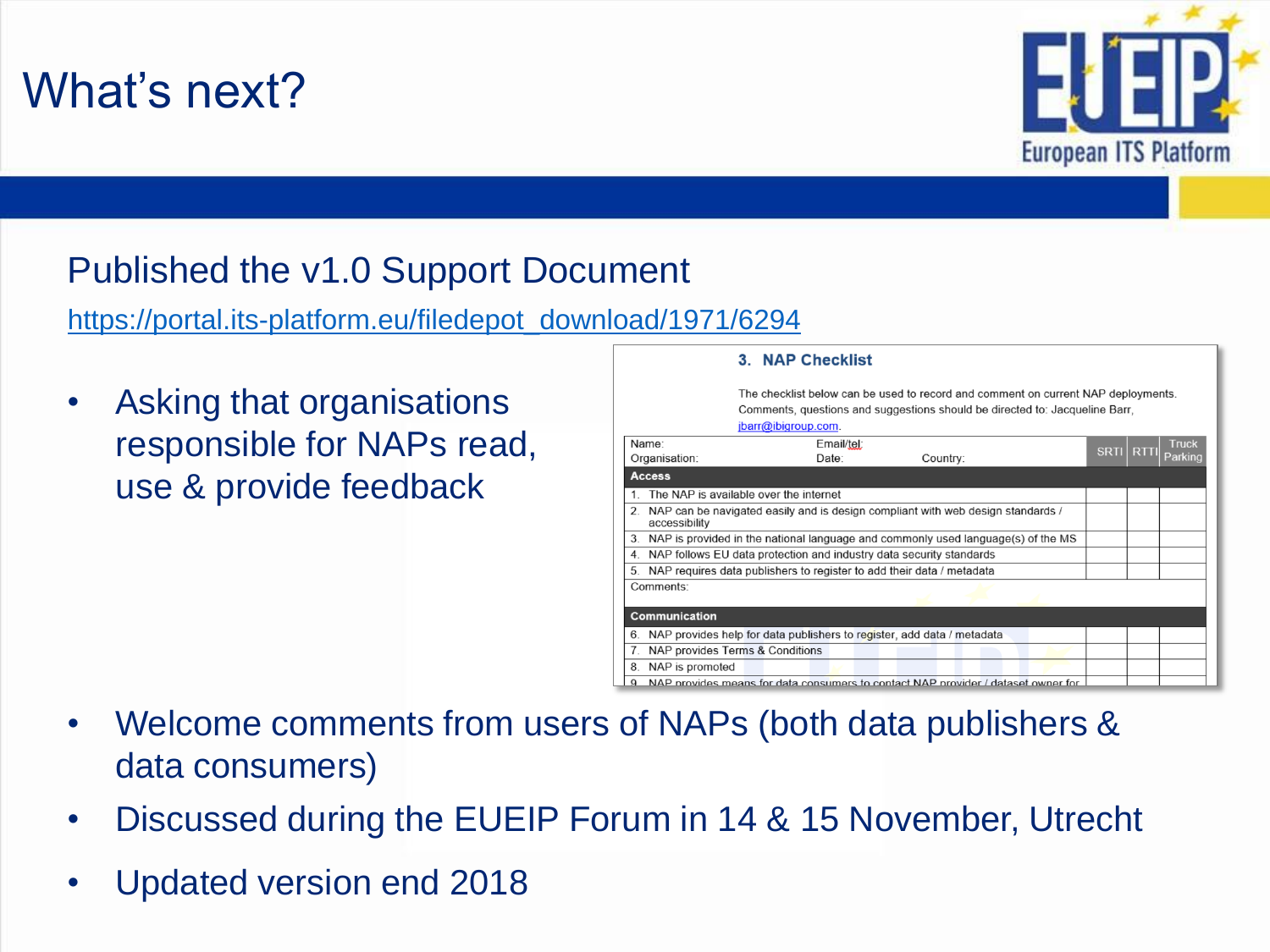# What's next?

EUEIP
European ITS Platform

## Published the v1.0 Support Document

https://portal.its-platform.eu/filedepot_download/1971/6294

- Asking that organisations responsible for NAPs read, use & provide feedback

### 3. NAP Checklist

The checklist below can be used to record and comment on current NAP deployments. Comments, questions and suggestions should be directed to: Jacqueline Barr, jbarr@ibigroup.com.

| Name: Organisation: | Email/tel: Date: Country: | SRTI | RTTI | Truck Parking |
|---|---|---|---|---|
| **Access** | | | | |
| 1. The NAP is available over the internet | | | | |
| 2. NAP can be navigated easily and is design compliant with web design standards / accessibility | | | | |
| 3. NAP is provided in the national language and commonly used language(s) of the MS | | | | |
| 4. NAP follows EU data protection and industry data security standards | | | | |
| 5. NAP requires data publishers to register to add their data / metadata | | | | |
| Comments: | | | | |
| **Communication** | | | | |
| 6. NAP provides help for data publishers to register, add data / metadata | | | | |
| 7. NAP provides Terms & Conditions | | | | |
| 8. NAP is promoted | | | | |
| 9. NAP provides means for data consumers to contact NAP provider / dataset owner for | | | | |

- Welcome comments from users of NAPs (both data publishers & data consumers)
- Discussed during the EUEIP Forum in 14 & 15 November, Utrecht
- Updated version end 2018